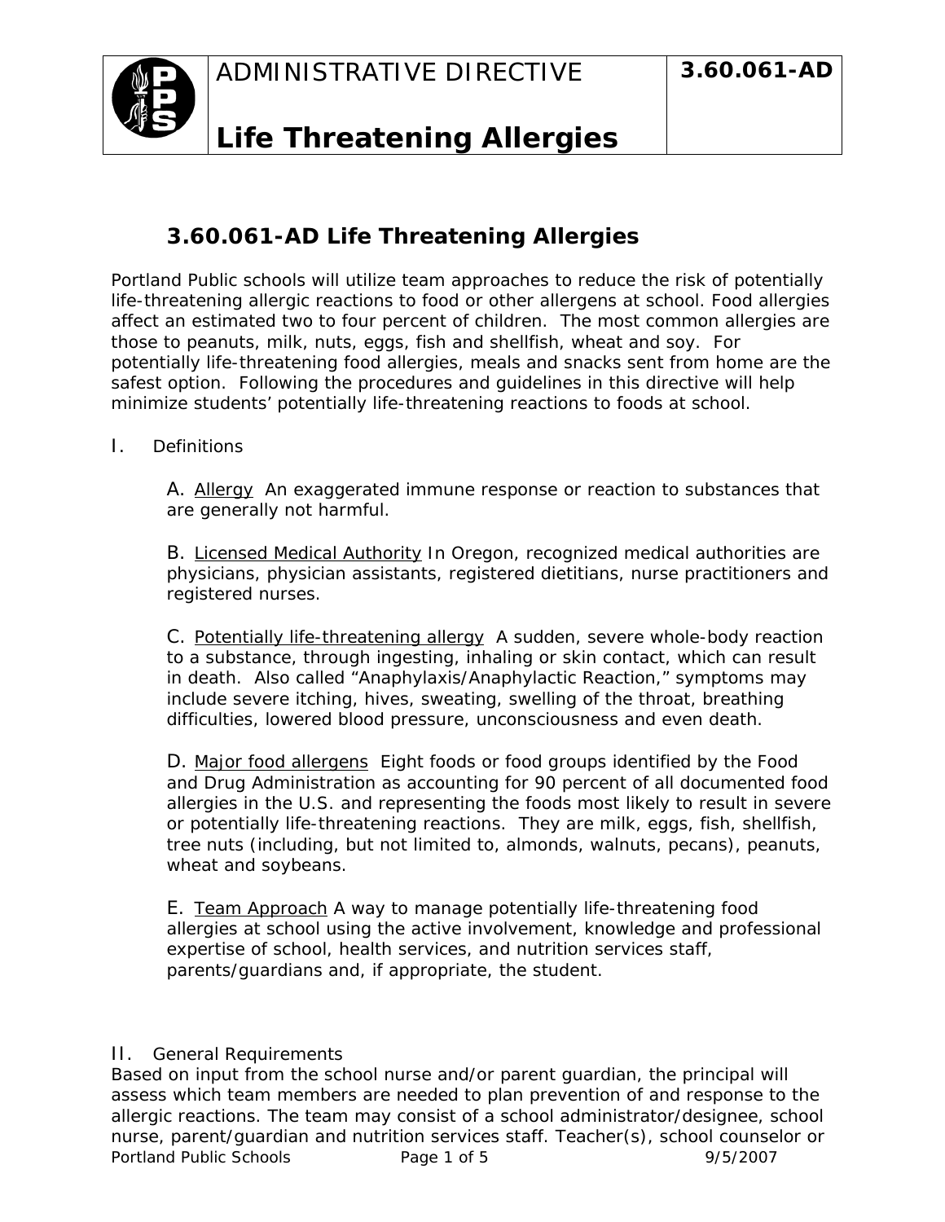# ADMINISTRATIVE DIRECTIVE

# Life Threatening Allergies

**3.60.061-AD**

## 3.60.061-AD Life Threatening Allergies

Portland Public schools will utilize team approaches to reduce the risk of potentially life-threatening allergic reactions to food or other allergens at school. Food allergies affect an estimated two to four percent of children. The most common allergies are those to peanuts, milk, nuts, eggs, fish and shellfish, wheat and soy. For potentially life-threatening food allergies, meals and snacks sent from home are the safest option. Following the procedures and guidelines in this directive will help minimize students' potentially life-threatening reactions to foods at school.

I. Definitions

A. Allergy An exaggerated immune response or reaction to substances that are generally not harmful.

B. Licensed Medical Authority In Oregon, recognized medical authorities are physicians, physician assistants, registered dietitians, nurse practitioners and registered nurses.

C. Potentially life-threatening allergy A sudden, severe whole-body reaction to a substance, through ingesting, inhaling or skin contact, which can result in death. Also called "Anaphylaxis/Anaphylactic Reaction," symptoms may include severe itching, hives, sweating, swelling of the throat, breathing difficulties, lowered blood pressure, unconsciousness and even death.

D. Major food allergens Eight foods or food groups identified by the Food and Drug Administration as accounting for 90 percent of all documented food allergies in the U.S. and representing the foods most likely to result in severe or potentially life-threatening reactions. They are milk, eggs, fish, shellfish, tree nuts (including, but not limited to, almonds, walnuts, pecans), peanuts, wheat and soybeans.

E. Team Approach A way to manage potentially life-threatening food allergies at school using the active involvement, knowledge and professional expertise of school, health services, and nutrition services staff, parents/guardians and, if appropriate, the student.

II. General Requirements

Based on input from the school nurse and/or parent guardian, the principal will assess which team members are needed to plan prevention of and response to the allergic reactions. The team may consist of a school administrator/designee, school nurse, parent/guardian and nutrition services staff. Teacher(s), school counselor or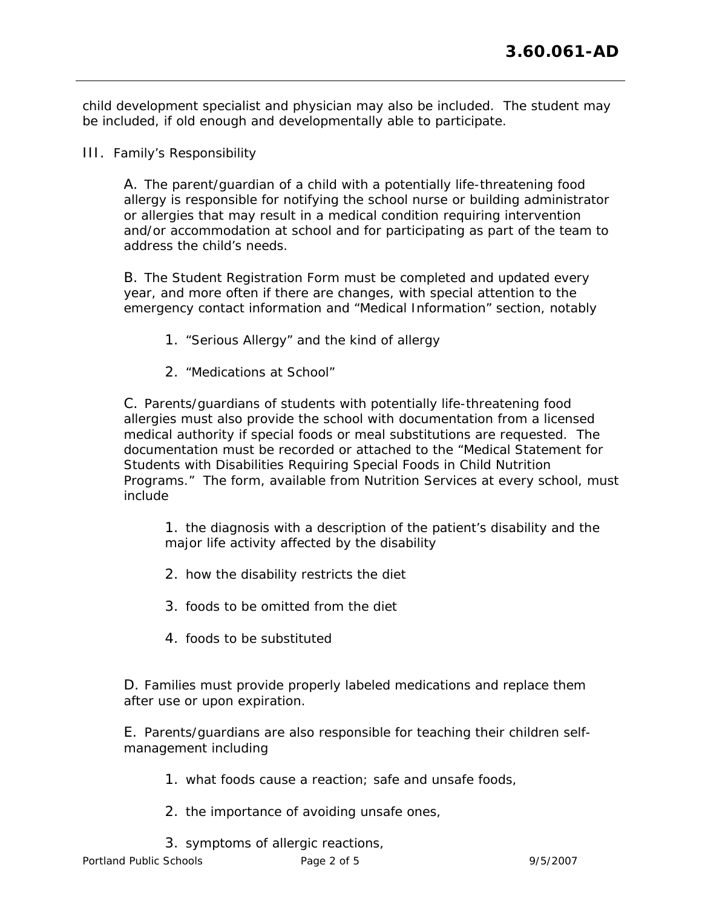child development specialist and physician may also be included. The student may be included, if old enough and developmentally able to participate.

III. Family's Responsibility

A. The parent/guardian of a child with a potentially life-threatening food allergy is responsible for notifying the school nurse or building administrator or allergies that may result in a medical condition requiring intervention and/or accommodation at school and for participating as part of the team to address the child's needs.

B. The Student Registration Form must be completed and updated every year, and more often if there are changes, with special attention to the emergency contact information and "Medical Information" section, notably

1. "Serious Allergy" and the kind of allergy
2. "Medications at School"

C. Parents/guardians of students with potentially life-threatening food allergies must also provide the school with documentation from a licensed medical authority if special foods or meal substitutions are requested. The documentation must be recorded or attached to the "Medical Statement for Students with Disabilities Requiring Special Foods in Child Nutrition Programs." The form, available from Nutrition Services at every school, must include

1. the diagnosis with a description of the patient's disability and the major life activity affected by the disability
2. how the disability restricts the diet
3. foods to be omitted from the diet
4. foods to be substituted

D. Families must provide properly labeled medications and replace them after use or upon expiration.

E. Parents/guardians are also responsible for teaching their children self-management including

1. what foods cause a reaction; safe and unsafe foods,
2. the importance of avoiding unsafe ones,
3. symptoms of allergic reactions,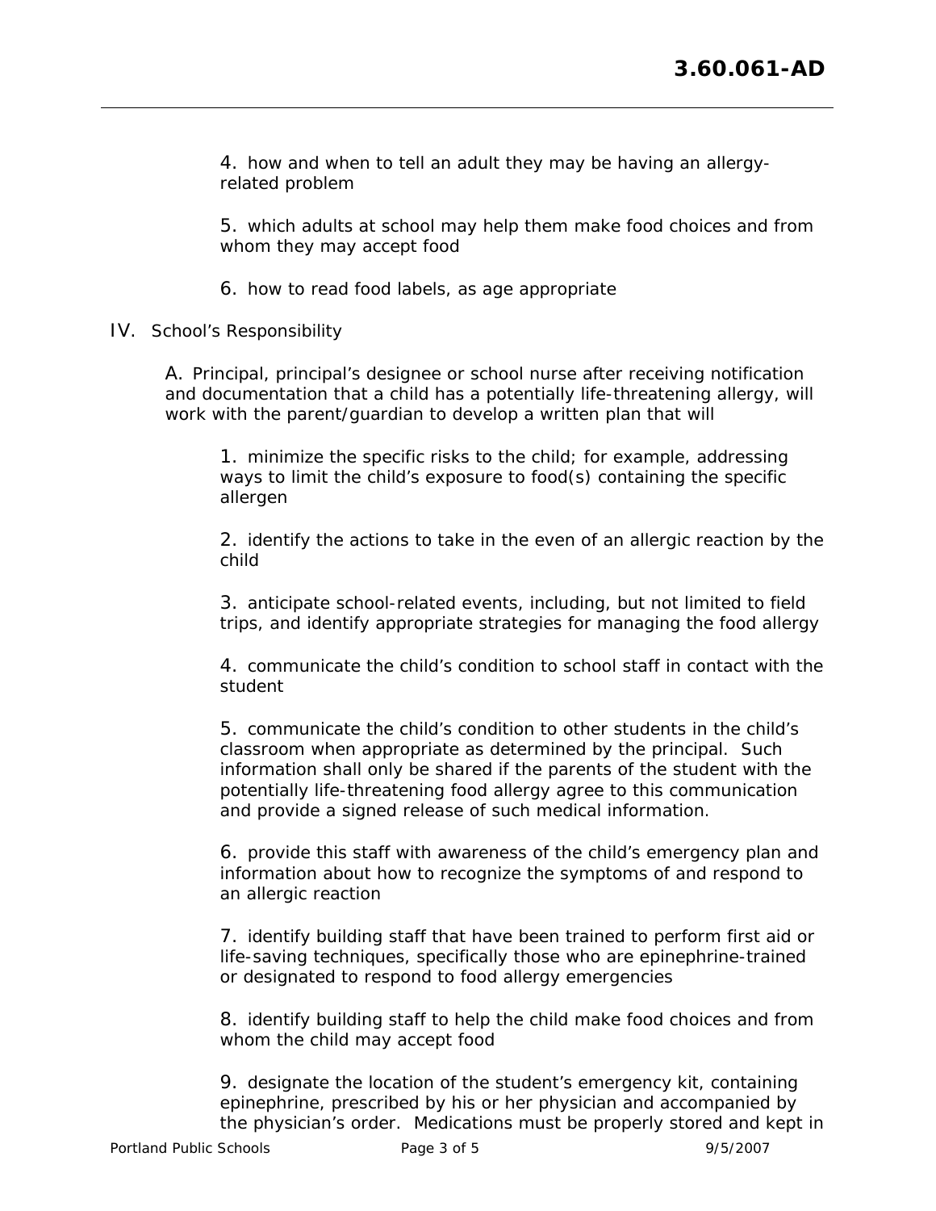4. how and when to tell an adult they may be having an allergy-related problem

5. which adults at school may help them make food choices and from whom they may accept food

6. how to read food labels, as age appropriate

IV. School's Responsibility

A. Principal, principal's designee or school nurse after receiving notification and documentation that a child has a potentially life-threatening allergy, will work with the parent/guardian to develop a written plan that will

1. minimize the specific risks to the child; for example, addressing ways to limit the child's exposure to food(s) containing the specific allergen

2. identify the actions to take in the even of an allergic reaction by the child

3. anticipate school-related events, including, but not limited to field trips, and identify appropriate strategies for managing the food allergy

4. communicate the child's condition to school staff in contact with the student

5. communicate the child's condition to other students in the child's classroom when appropriate as determined by the principal. Such information shall only be shared if the parents of the student with the potentially life-threatening food allergy agree to this communication and provide a signed release of such medical information.

6. provide this staff with awareness of the child's emergency plan and information about how to recognize the symptoms of and respond to an allergic reaction

7. identify building staff that have been trained to perform first aid or life-saving techniques, specifically those who are epinephrine-trained or designated to respond to food allergy emergencies

8. identify building staff to help the child make food choices and from whom the child may accept food

9. designate the location of the student's emergency kit, containing epinephrine, prescribed by his or her physician and accompanied by the physician's order. Medications must be properly stored and kept in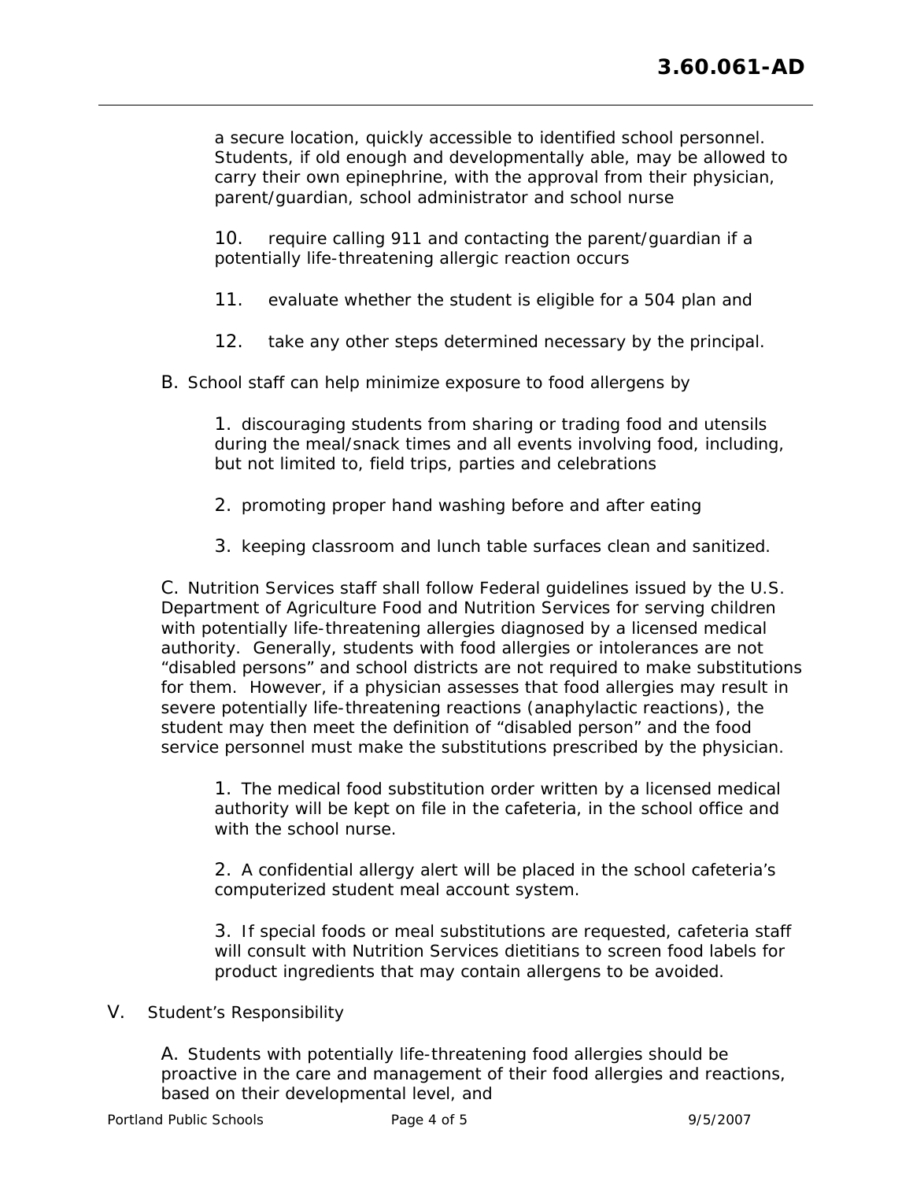a secure location, quickly accessible to identified school personnel. Students, if old enough and developmentally able, may be allowed to carry their own epinephrine, with the approval from their physician, parent/guardian, school administrator and school nurse

10. require calling 911 and contacting the parent/guardian if a potentially life-threatening allergic reaction occurs

11. evaluate whether the student is eligible for a 504 plan and

12. take any other steps determined necessary by the principal.

B. School staff can help minimize exposure to food allergens by

1. discouraging students from sharing or trading food and utensils during the meal/snack times and all events involving food, including, but not limited to, field trips, parties and celebrations

2. promoting proper hand washing before and after eating

3. keeping classroom and lunch table surfaces clean and sanitized.

C. Nutrition Services staff shall follow Federal guidelines issued by the U.S. Department of Agriculture Food and Nutrition Services for serving children with potentially life-threatening allergies diagnosed by a licensed medical authority. Generally, students with food allergies or intolerances are not "disabled persons" and school districts are not required to make substitutions for them. However, if a physician assesses that food allergies may result in severe potentially life-threatening reactions (anaphylactic reactions), the student may then meet the definition of "disabled person" and the food service personnel must make the substitutions prescribed by the physician.

1. The medical food substitution order written by a licensed medical authority will be kept on file in the cafeteria, in the school office and with the school nurse.

2. A confidential allergy alert will be placed in the school cafeteria's computerized student meal account system.

3. If special foods or meal substitutions are requested, cafeteria staff will consult with Nutrition Services dietitians to screen food labels for product ingredients that may contain allergens to be avoided.

V. Student's Responsibility

A. Students with potentially life-threatening food allergies should be proactive in the care and management of their food allergies and reactions, based on their developmental level, and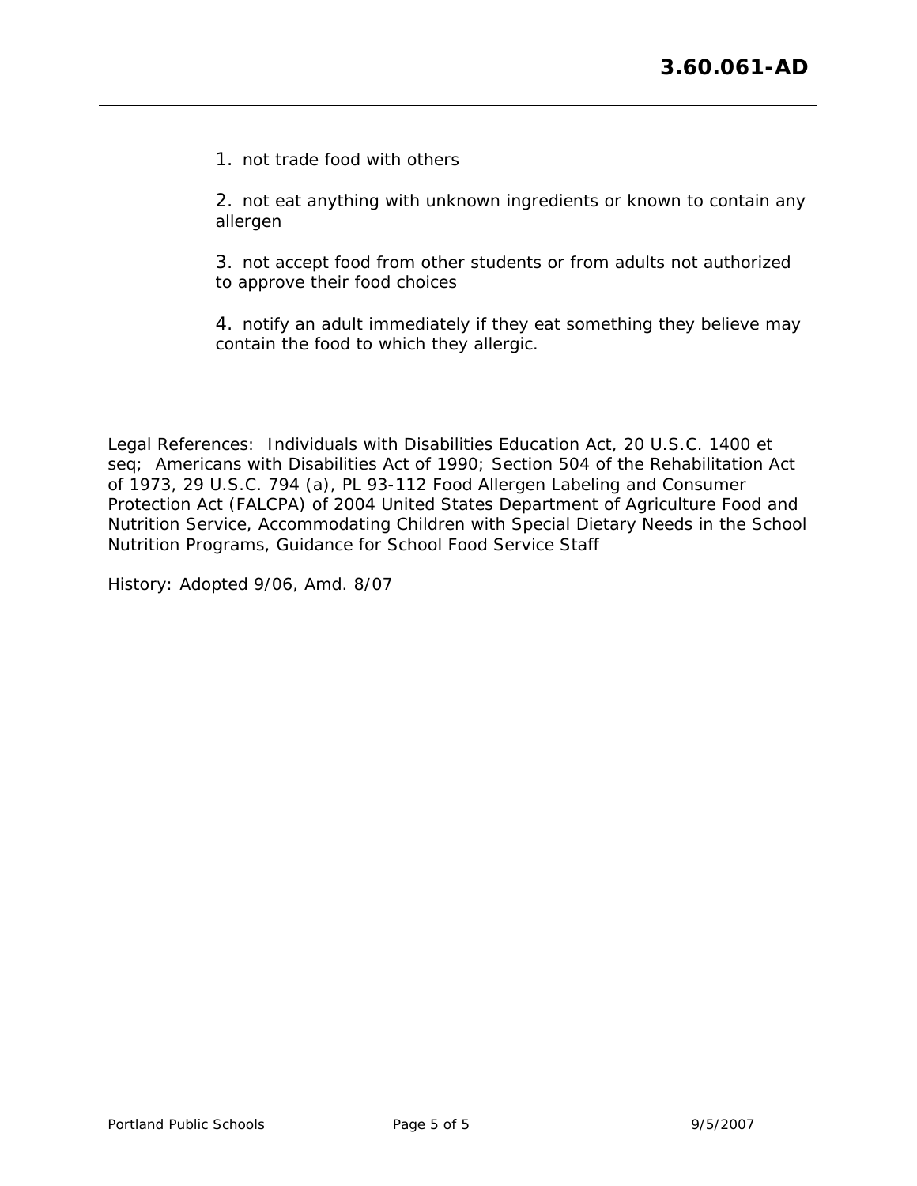1. not trade food with others

2. not eat anything with unknown ingredients or known to contain any allergen

3. not accept food from other students or from adults not authorized to approve their food choices

4. notify an adult immediately if they eat something they believe may contain the food to which they allergic.

Legal References: Individuals with Disabilities Education Act, 20 U.S.C. 1400 et seq; Americans with Disabilities Act of 1990; Section 504 of the Rehabilitation Act of 1973, 29 U.S.C. 794 (a), PL 93-112 Food Allergen Labeling and Consumer Protection Act (FALCPA) of 2004 United States Department of Agriculture Food and Nutrition Service, Accommodating Children with Special Dietary Needs in the School Nutrition Programs, Guidance for School Food Service Staff

History: Adopted 9/06, Amd. 8/07